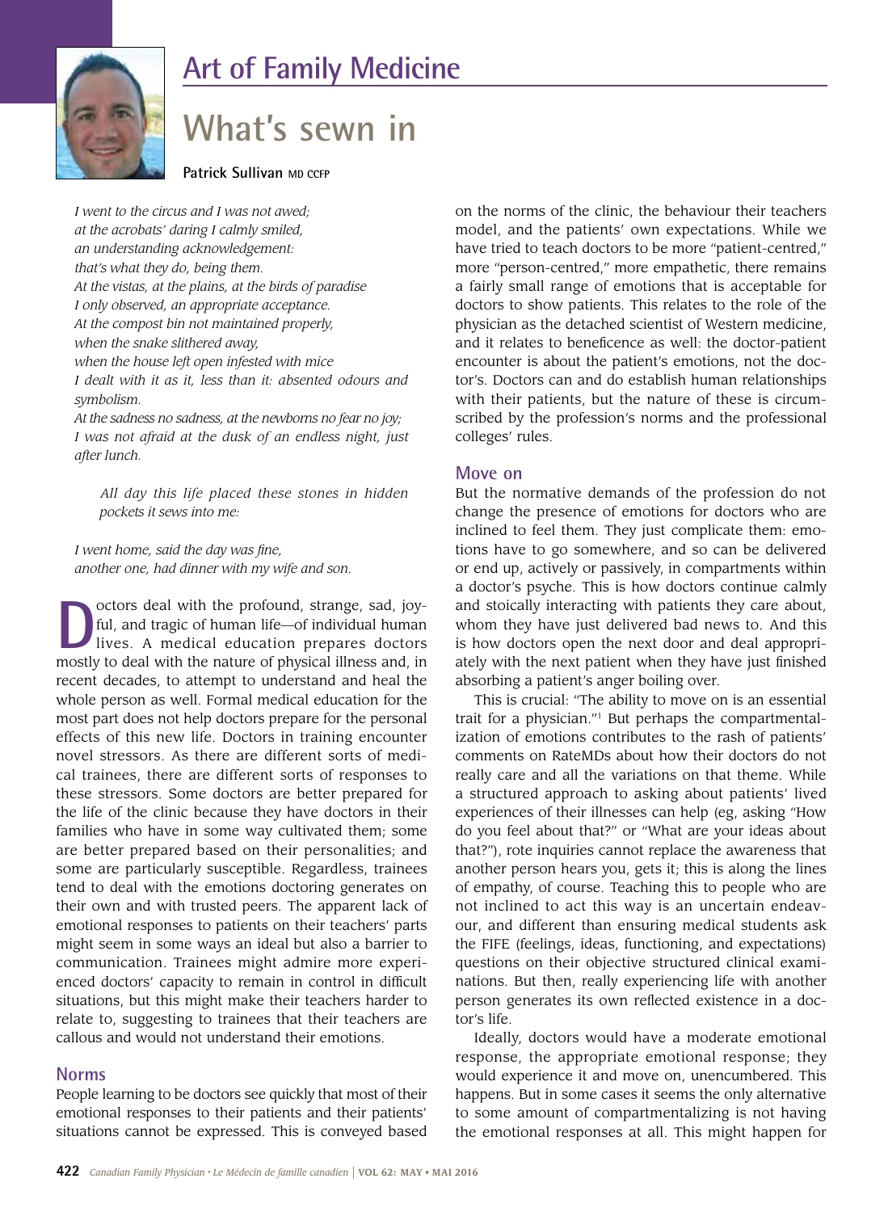## Art of Family Medicine

# What's sewn in

**Patrick Sullivan** MD CCFP

*I went to the circus and I was not awed;*
*at the acrobats' daring I calmly smiled,*
*an understanding acknowledgement:*
*that's what they do, being them.*
*At the vistas, at the plains, at the birds of paradise*
*I only observed, an appropriate acceptance.*
*At the compost bin not maintained properly,*
*when the snake slithered away,*
*when the house left open infested with mice*
*I dealt with it as it, less than it: absented odours and symbolism.*
*At the sadness no sadness, at the newborns no fear no joy;*
*I was not afraid at the dusk of an endless night, just after lunch.*

> *All day this life placed these stones in hidden pockets it sews into me:*

*I went home, said the day was fine,*
*another one, had dinner with my wife and son.*

Doctors deal with the profound, strange, sad, joyful, and tragic of human life—of individual human lives. A medical education prepares doctors mostly to deal with the nature of physical illness and, in recent decades, to attempt to understand and heal the whole person as well. Formal medical education for the most part does not help doctors prepare for the personal effects of this new life. Doctors in training encounter novel stressors. As there are different sorts of medical trainees, there are different sorts of responses to these stressors. Some doctors are better prepared for the life of the clinic because they have doctors in their families who have in some way cultivated them; some are better prepared based on their personalities; and some are particularly susceptible. Regardless, trainees tend to deal with the emotions doctoring generates on their own and with trusted peers. The apparent lack of emotional responses to patients on their teachers' parts might seem in some ways an ideal but also a barrier to communication. Trainees might admire more experienced doctors' capacity to remain in control in difficult situations, but this might make their teachers harder to relate to, suggesting to trainees that their teachers are callous and would not understand their emotions.

### Norms

People learning to be doctors see quickly that most of their emotional responses to their patients and their patients' situations cannot be expressed. This is conveyed based on the norms of the clinic, the behaviour their teachers model, and the patients' own expectations. While we have tried to teach doctors to be more "patient-centred," more "person-centred," more empathetic, there remains a fairly small range of emotions that is acceptable for doctors to show patients. This relates to the role of the physician as the detached scientist of Western medicine, and it relates to beneficence as well: the doctor-patient encounter is about the patient's emotions, not the doctor's. Doctors can and do establish human relationships with their patients, but the nature of these is circumscribed by the profession's norms and the professional colleges' rules.

### Move on

But the normative demands of the profession do not change the presence of emotions for doctors who are inclined to feel them. They just complicate them: emotions have to go somewhere, and so can be delivered or end up, actively or passively, in compartments within a doctor's psyche. This is how doctors continue calmly and stoically interacting with patients they care about, whom they have just delivered bad news to. And this is how doctors open the next door and deal appropriately with the next patient when they have just finished absorbing a patient's anger boiling over.

This is crucial: "The ability to move on is an essential trait for a physician."[1] But perhaps the compartmentalization of emotions contributes to the rash of patients' comments on RateMDs about how their doctors do not really care and all the variations on that theme. While a structured approach to asking about patients' lived experiences of their illnesses can help (eg, asking "How do you feel about that?" or "What are your ideas about that?"), rote inquiries cannot replace the awareness that another person hears you, gets it; this is along the lines of empathy, of course. Teaching this to people who are not inclined to act this way is an uncertain endeavour, and different than ensuring medical students ask the FIFE (feelings, ideas, functioning, and expectations) questions on their objective structured clinical examinations. But then, really experiencing life with another person generates its own reflected existence in a doctor's life.

Ideally, doctors would have a moderate emotional response, the appropriate emotional response; they would experience it and move on, unencumbered. This happens. But in some cases it seems the only alternative to some amount of compartmentalizing is not having the emotional responses at all. This might happen for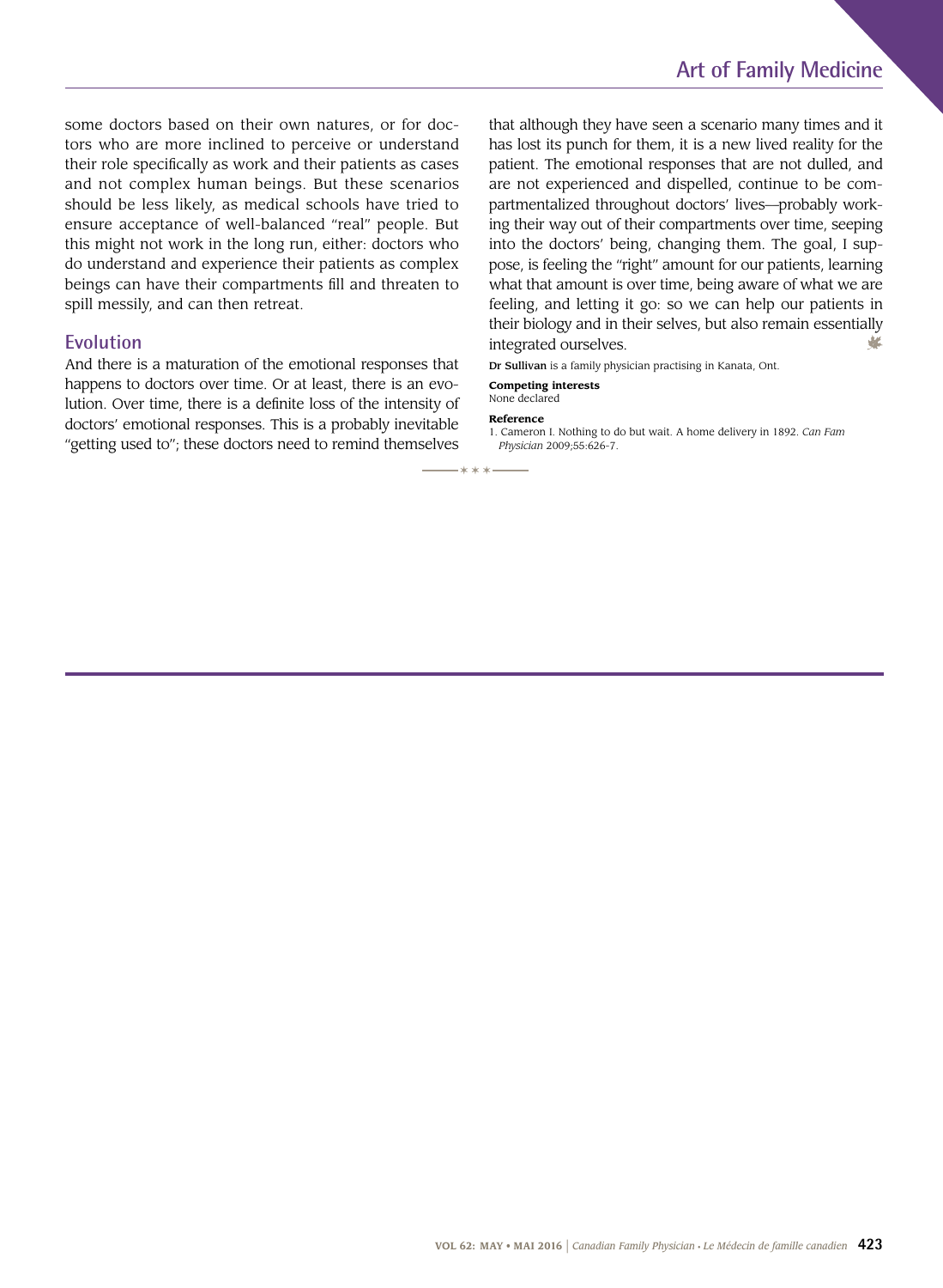some doctors based on their own natures, or for doctors who are more inclined to perceive or understand their role specifically as work and their patients as cases and not complex human beings. But these scenarios should be less likely, as medical schools have tried to ensure acceptance of well-balanced "real" people. But this might not work in the long run, either: doctors who do understand and experience their patients as complex beings can have their compartments fill and threaten to spill messily, and can then retreat.

## Evolution

And there is a maturation of the emotional responses that happens to doctors over time. Or at least, there is an evolution. Over time, there is a definite loss of the intensity of doctors' emotional responses. This is a probably inevitable "getting used to"; these doctors need to remind themselves that although they have seen a scenario many times and it has lost its punch for them, it is a new lived reality for the patient. The emotional responses that are not dulled, and are not experienced and dispelled, continue to be compartmentalized throughout doctors' lives—probably working their way out of their compartments over time, seeping into the doctors' being, changing them. The goal, I suppose, is feeling the "right" amount for our patients, learning what that amount is over time, being aware of what we are feeling, and letting it go: so we can help our patients in their biology and in their selves, but also remain essentially integrated ourselves.

**Dr Sullivan** is a family physician practising in Kanata, Ont.

**Competing interests**
None declared

**Reference**

1. Cameron I. Nothing to do but wait. A home delivery in 1892. *Can Fam Physician* 2009;55:626-7.

\* \* \*